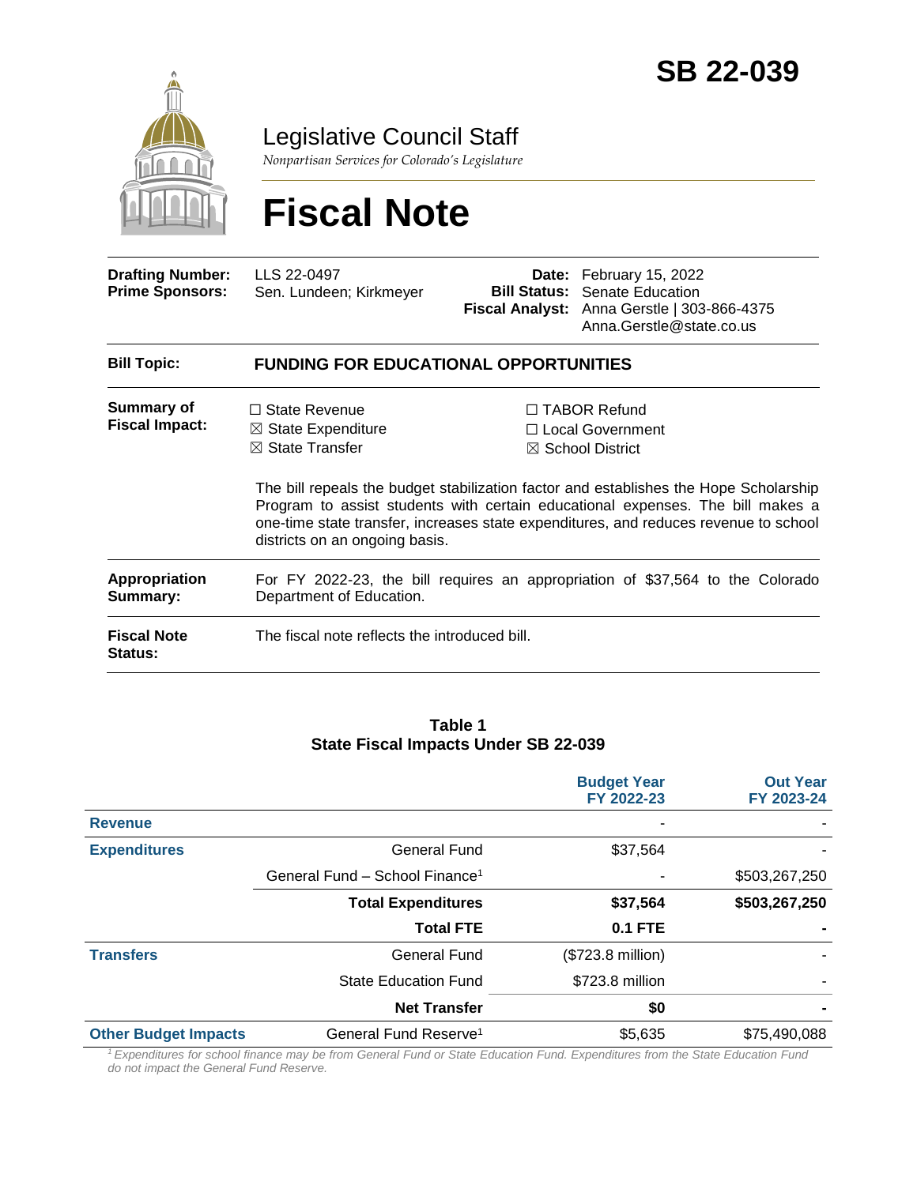# SB 22-039

## Legislative Council Staff

*Nonpartisan Services for Colorado's Legislature*

# Fiscal Note

| | | | |
|---|---|---|---|
| **Drafting Number:** | LLS 22-0497 | **Date:** | February 15, 2022 |
| **Prime Sponsors:** | Sen. Lundeen; Kirkmeyer | **Bill Status:** | Senate Education |
| | | **Fiscal Analyst:** | Anna Gerstle \| 303-866-4375 Anna.Gerstle@state.co.us |

**Bill Topic:** **FUNDING FOR EDUCATIONAL OPPORTUNITIES**

**Summary of Fiscal Impact:**

☐ State Revenue
☒ State Expenditure
☒ State Transfer
☐ TABOR Refund
☐ Local Government
☒ School District

The bill repeals the budget stabilization factor and establishes the Hope Scholarship Program to assist students with certain educational expenses. The bill makes a one-time state transfer, increases state expenditures, and reduces revenue to school districts on an ongoing basis.

**Appropriation Summary:** For FY 2022-23, the bill requires an appropriation of $37,564 to the Colorado Department of Education.

**Fiscal Note Status:** The fiscal note reflects the introduced bill.

**Table 1**
**State Fiscal Impacts Under SB 22-039**

| | | Budget Year FY 2022-23 | Out Year FY 2023-24 |
|---|---|---|---|
| **Revenue** | | - | - |
| **Expenditures** | General Fund | $37,564 | - |
| | General Fund – School Finance[1] | - | $503,267,250 |
| | **Total Expenditures** | **$37,564** | **$503,267,250** |
| | **Total FTE** | **0.1 FTE** | **-** |
| **Transfers** | General Fund | ($723.8 million) | - |
| | State Education Fund | $723.8 million | - |
| | **Net Transfer** | **$0** | **-** |
| **Other Budget Impacts** | General Fund Reserve[1] | $5,635 | $75,490,088 |

*[1] Expenditures for school finance may be from General Fund or State Education Fund. Expenditures from the State Education Fund do not impact the General Fund Reserve.*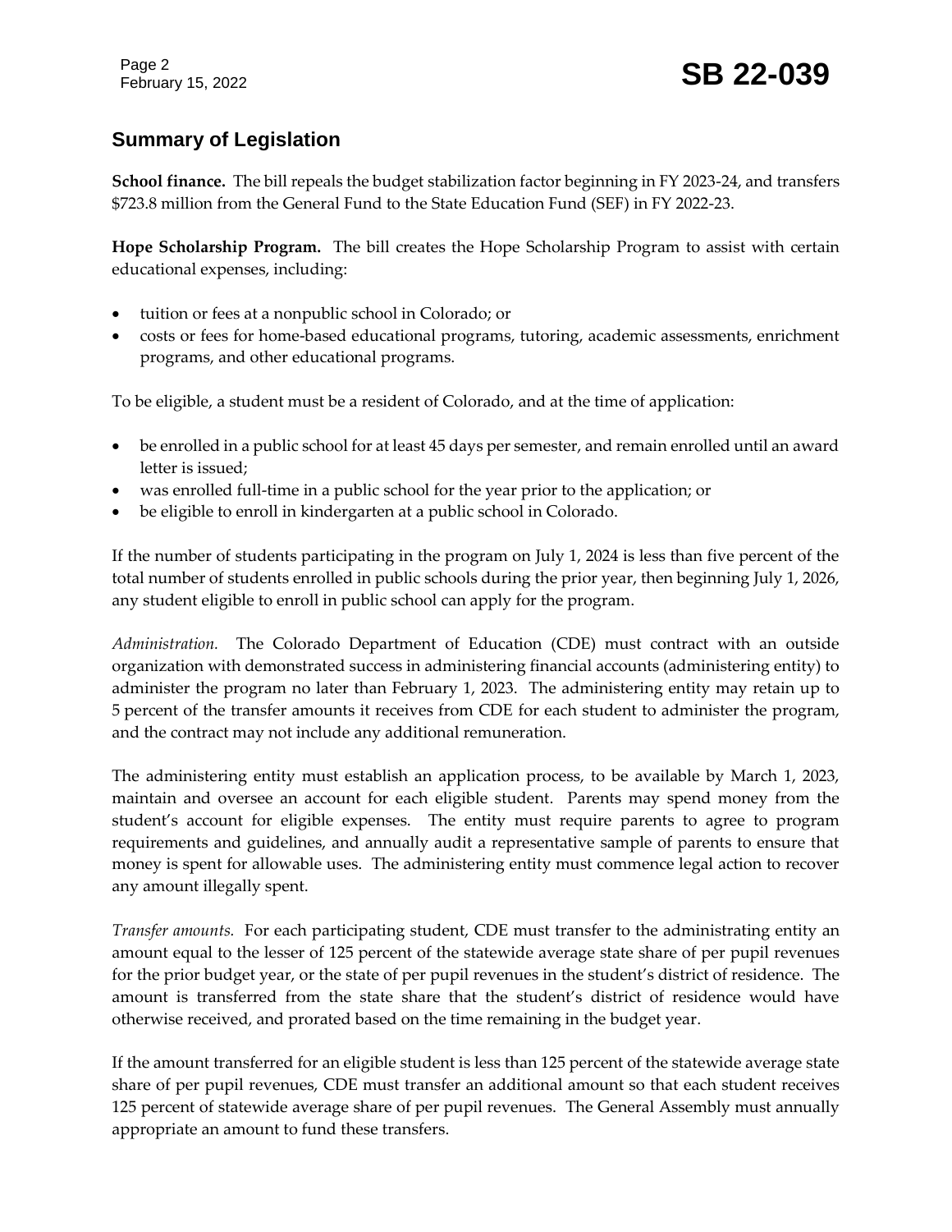## Summary of Legislation

**School finance.** The bill repeals the budget stabilization factor beginning in FY 2023-24, and transfers $723.8 million from the General Fund to the State Education Fund (SEF) in FY 2022-23.

**Hope Scholarship Program.** The bill creates the Hope Scholarship Program to assist with certain educational expenses, including:

- tuition or fees at a nonpublic school in Colorado; or
- costs or fees for home-based educational programs, tutoring, academic assessments, enrichment programs, and other educational programs.

To be eligible, a student must be a resident of Colorado, and at the time of application:

- be enrolled in a public school for at least 45 days per semester, and remain enrolled until an award letter is issued;
- was enrolled full-time in a public school for the year prior to the application; or
- be eligible to enroll in kindergarten at a public school in Colorado.

If the number of students participating in the program on July 1, 2024 is less than five percent of the total number of students enrolled in public schools during the prior year, then beginning July 1, 2026, any student eligible to enroll in public school can apply for the program.

*Administration.* The Colorado Department of Education (CDE) must contract with an outside organization with demonstrated success in administering financial accounts (administering entity) to administer the program no later than February 1, 2023. The administering entity may retain up to 5 percent of the transfer amounts it receives from CDE for each student to administer the program, and the contract may not include any additional remuneration.

The administering entity must establish an application process, to be available by March 1, 2023, maintain and oversee an account for each eligible student. Parents may spend money from the student's account for eligible expenses. The entity must require parents to agree to program requirements and guidelines, and annually audit a representative sample of parents to ensure that money is spent for allowable uses. The administering entity must commence legal action to recover any amount illegally spent.

*Transfer amounts.* For each participating student, CDE must transfer to the administrating entity an amount equal to the lesser of 125 percent of the statewide average state share of per pupil revenues for the prior budget year, or the state of per pupil revenues in the student's district of residence. The amount is transferred from the state share that the student's district of residence would have otherwise received, and prorated based on the time remaining in the budget year.

If the amount transferred for an eligible student is less than 125 percent of the statewide average state share of per pupil revenues, CDE must transfer an additional amount so that each student receives 125 percent of statewide average share of per pupil revenues. The General Assembly must annually appropriate an amount to fund these transfers.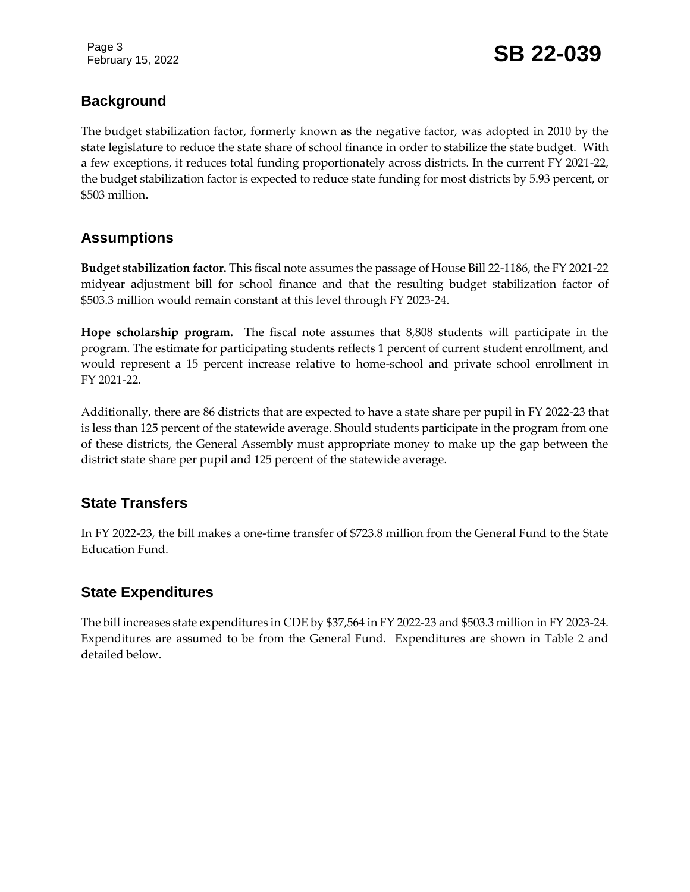## Background

The budget stabilization factor, formerly known as the negative factor, was adopted in 2010 by the state legislature to reduce the state share of school finance in order to stabilize the state budget. With a few exceptions, it reduces total funding proportionately across districts. In the current FY 2021-22, the budget stabilization factor is expected to reduce state funding for most districts by 5.93 percent, or $503 million.

## Assumptions

**Budget stabilization factor.** This fiscal note assumes the passage of House Bill 22-1186, the FY 2021-22 midyear adjustment bill for school finance and that the resulting budget stabilization factor of $503.3 million would remain constant at this level through FY 2023-24.

**Hope scholarship program.** The fiscal note assumes that 8,808 students will participate in the program. The estimate for participating students reflects 1 percent of current student enrollment, and would represent a 15 percent increase relative to home-school and private school enrollment in FY 2021-22.

Additionally, there are 86 districts that are expected to have a state share per pupil in FY 2022-23 that is less than 125 percent of the statewide average. Should students participate in the program from one of these districts, the General Assembly must appropriate money to make up the gap between the district state share per pupil and 125 percent of the statewide average.

## State Transfers

In FY 2022-23, the bill makes a one-time transfer of $723.8 million from the General Fund to the State Education Fund.

## State Expenditures

The bill increases state expenditures in CDE by $37,564 in FY 2022-23 and $503.3 million in FY 2023-24. Expenditures are assumed to be from the General Fund. Expenditures are shown in Table 2 and detailed below.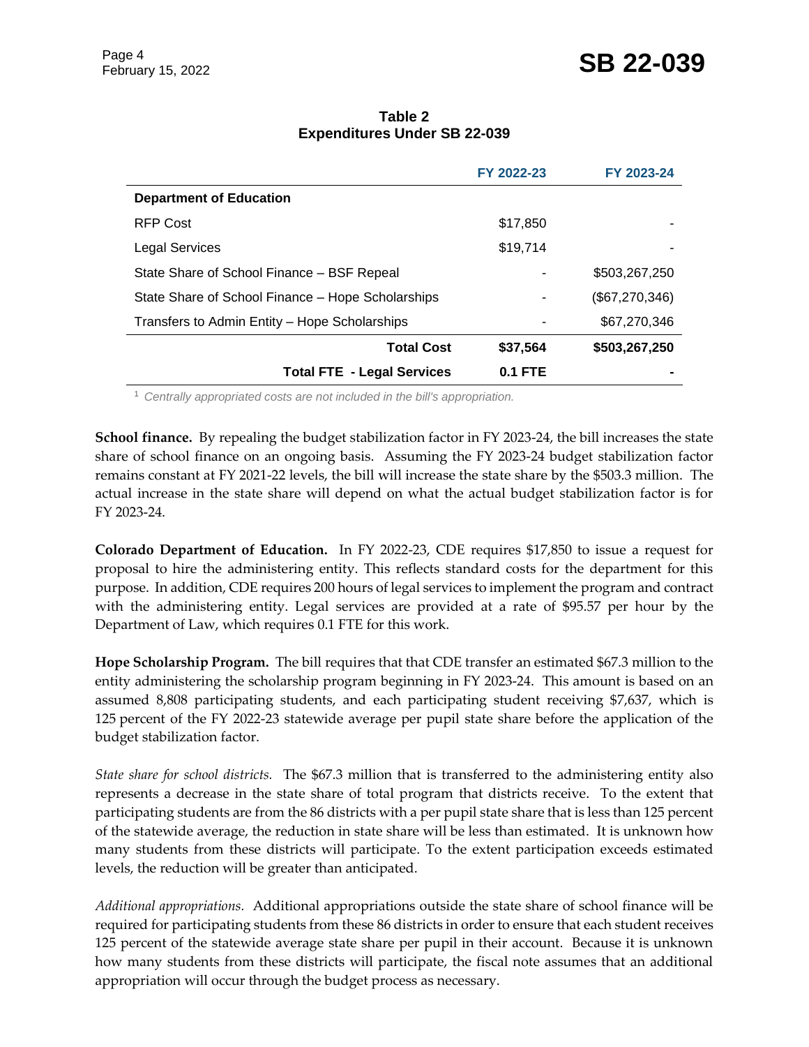**Table 2**
**Expenditures Under SB 22-039**

| | FY 2022-23 | FY 2023-24 |
|---|---|---|
| **Department of Education** | | |
| RFP Cost | $17,850 | - |
| Legal Services | $19,714 | - |
| State Share of School Finance – BSF Repeal | - | $503,267,250 |
| State Share of School Finance – Hope Scholarships | - | ($67,270,346) |
| Transfers to Admin Entity – Hope Scholarships | - | $67,270,346 |
| **Total Cost** | **$37,564** | **$503,267,250** |
| **Total FTE - Legal Services** | **0.1 FTE** | **-** |

[1] *Centrally appropriated costs are not included in the bill's appropriation.*

**School finance.** By repealing the budget stabilization factor in FY 2023-24, the bill increases the state share of school finance on an ongoing basis. Assuming the FY 2023-24 budget stabilization factor remains constant at FY 2021-22 levels, the bill will increase the state share by the $503.3 million. The actual increase in the state share will depend on what the actual budget stabilization factor is for FY 2023-24.

**Colorado Department of Education.** In FY 2022-23, CDE requires $17,850 to issue a request for proposal to hire the administering entity. This reflects standard costs for the department for this purpose. In addition, CDE requires 200 hours of legal services to implement the program and contract with the administering entity. Legal services are provided at a rate of $95.57 per hour by the Department of Law, which requires 0.1 FTE for this work.

**Hope Scholarship Program.** The bill requires that that CDE transfer an estimated $67.3 million to the entity administering the scholarship program beginning in FY 2023-24. This amount is based on an assumed 8,808 participating students, and each participating student receiving $7,637, which is 125 percent of the FY 2022-23 statewide average per pupil state share before the application of the budget stabilization factor.

*State share for school districts.* The $67.3 million that is transferred to the administering entity also represents a decrease in the state share of total program that districts receive. To the extent that participating students are from the 86 districts with a per pupil state share that is less than 125 percent of the statewide average, the reduction in state share will be less than estimated. It is unknown how many students from these districts will participate. To the extent participation exceeds estimated levels, the reduction will be greater than anticipated.

*Additional appropriations.* Additional appropriations outside the state share of school finance will be required for participating students from these 86 districts in order to ensure that each student receives 125 percent of the statewide average state share per pupil in their account. Because it is unknown how many students from these districts will participate, the fiscal note assumes that an additional appropriation will occur through the budget process as necessary.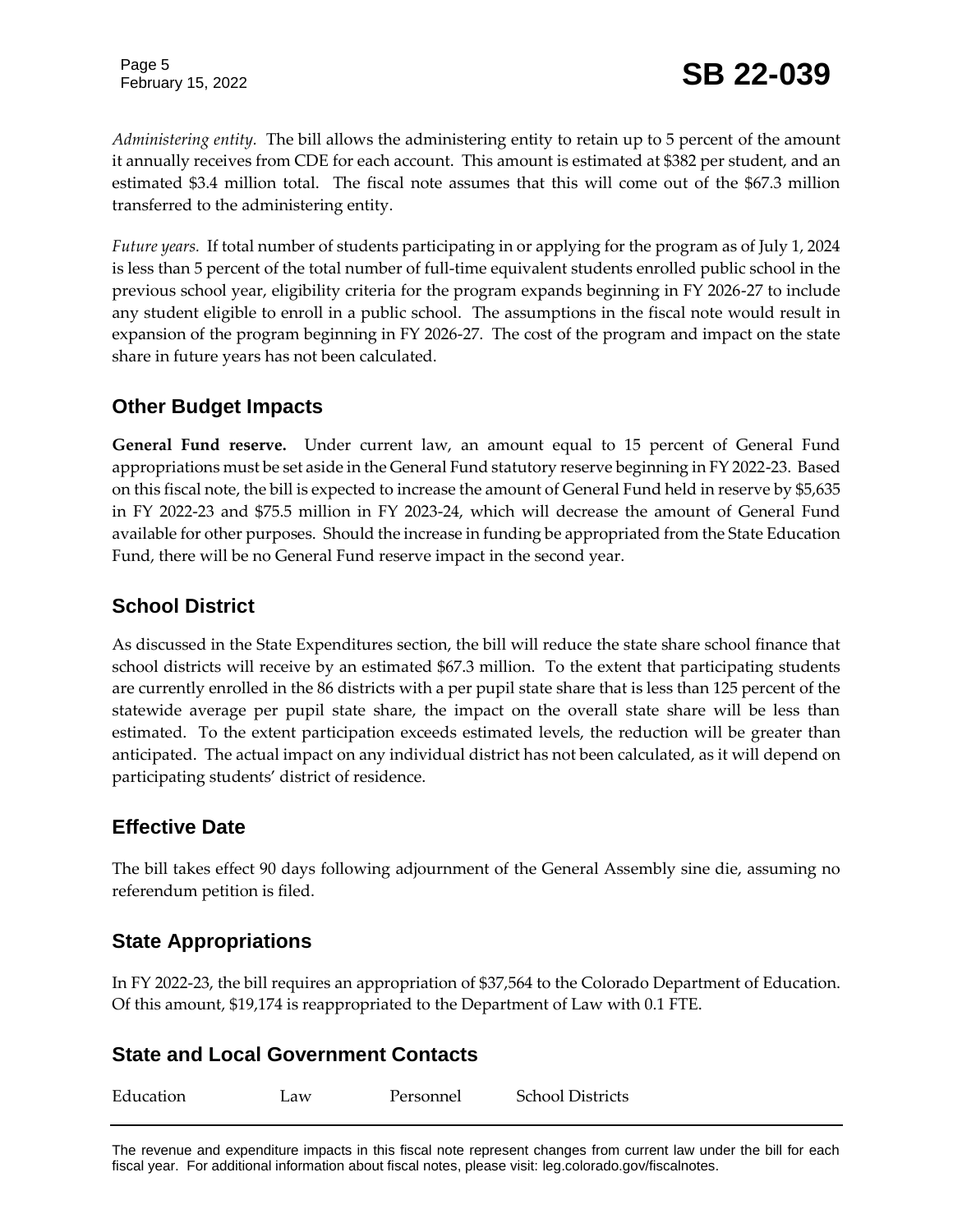*Administering entity.* The bill allows the administering entity to retain up to 5 percent of the amount it annually receives from CDE for each account. This amount is estimated at $382 per student, and an estimated $3.4 million total. The fiscal note assumes that this will come out of the $67.3 million transferred to the administering entity.

*Future years.* If total number of students participating in or applying for the program as of July 1, 2024 is less than 5 percent of the total number of full-time equivalent students enrolled public school in the previous school year, eligibility criteria for the program expands beginning in FY 2026-27 to include any student eligible to enroll in a public school. The assumptions in the fiscal note would result in expansion of the program beginning in FY 2026-27. The cost of the program and impact on the state share in future years has not been calculated.

## Other Budget Impacts

**General Fund reserve.** Under current law, an amount equal to 15 percent of General Fund appropriations must be set aside in the General Fund statutory reserve beginning in FY 2022-23. Based on this fiscal note, the bill is expected to increase the amount of General Fund held in reserve by $5,635 in FY 2022-23 and $75.5 million in FY 2023-24, which will decrease the amount of General Fund available for other purposes. Should the increase in funding be appropriated from the State Education Fund, there will be no General Fund reserve impact in the second year.

## School District

As discussed in the State Expenditures section, the bill will reduce the state share school finance that school districts will receive by an estimated $67.3 million. To the extent that participating students are currently enrolled in the 86 districts with a per pupil state share that is less than 125 percent of the statewide average per pupil state share, the impact on the overall state share will be less than estimated. To the extent participation exceeds estimated levels, the reduction will be greater than anticipated. The actual impact on any individual district has not been calculated, as it will depend on participating students' district of residence.

## Effective Date

The bill takes effect 90 days following adjournment of the General Assembly sine die, assuming no referendum petition is filed.

## State Appropriations

In FY 2022-23, the bill requires an appropriation of $37,564 to the Colorado Department of Education. Of this amount, $19,174 is reappropriated to the Department of Law with 0.1 FTE.

## State and Local Government Contacts

Education     Law     Personnel     School Districts

The revenue and expenditure impacts in this fiscal note represent changes from current law under the bill for each fiscal year. For additional information about fiscal notes, please visit: leg.colorado.gov/fiscalnotes.